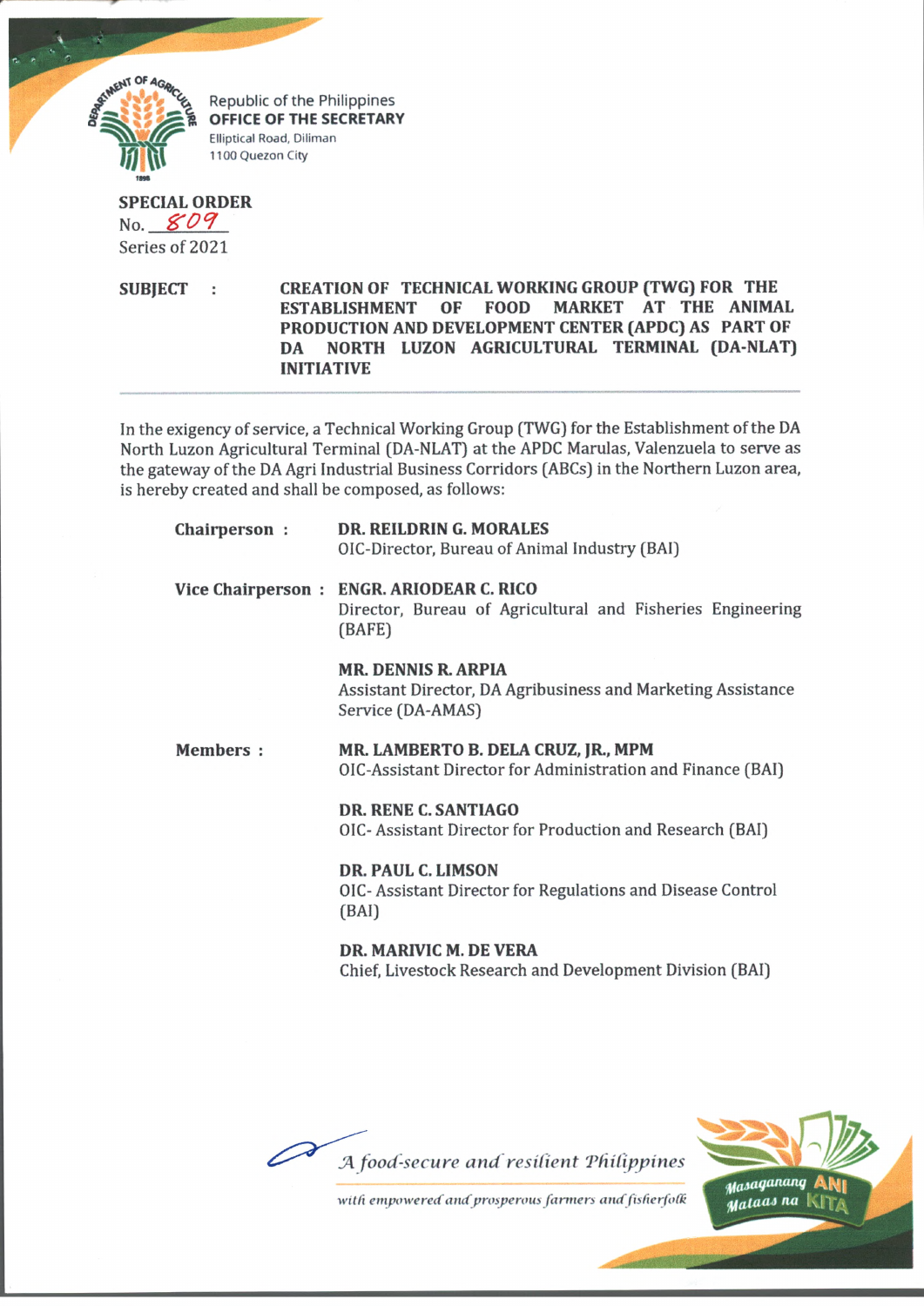Republic of the Philippines
**OFFICE OF THE SECRETARY**
Elliptical Road, Diliman
1100 Quezon City

**SPECIAL ORDER**
No. 809
Series of 2021

**SUBJECT : CREATION OF TECHNICAL WORKING GROUP (TWG) FOR THE ESTABLISHMENT OF FOOD MARKET AT THE ANIMAL PRODUCTION AND DEVELOPMENT CENTER (APDC) AS PART OF DA NORTH LUZON AGRICULTURAL TERMINAL (DA-NLAT) INITIATIVE**

---

In the exigency of service, a Technical Working Group (TWG) for the Establishment of the DA North Luzon Agricultural Terminal (DA-NLAT) at the APDC Marulas, Valenzuela to serve as the gateway of the DA Agri Industrial Business Corridors (ABCs) in the Northern Luzon area, is hereby created and shall be composed, as follows:

**Chairperson :**

**DR. REILDRIN G. MORALES**
OIC-Director, Bureau of Animal Industry (BAI)

**Vice Chairperson :**

**ENGR. ARIODEAR C. RICO**
Director, Bureau of Agricultural and Fisheries Engineering (BAFE)

**MR. DENNIS R. ARPIA**
Assistant Director, DA Agribusiness and Marketing Assistance Service (DA-AMAS)

**Members :**

**MR. LAMBERTO B. DELA CRUZ, JR., MPM**
OIC-Assistant Director for Administration and Finance (BAI)

**DR. RENE C. SANTIAGO**
OIC- Assistant Director for Production and Research (BAI)

**DR. PAUL C. LIMSON**
OIC- Assistant Director for Regulations and Disease Control (BAI)

**DR. MARIVIC M. DE VERA**
Chief, Livestock Research and Development Division (BAI)

*A food-secure and resilient Philippines with empowered and prosperous farmers and fisherfolk*

Masaganang ANI Mataas na KITA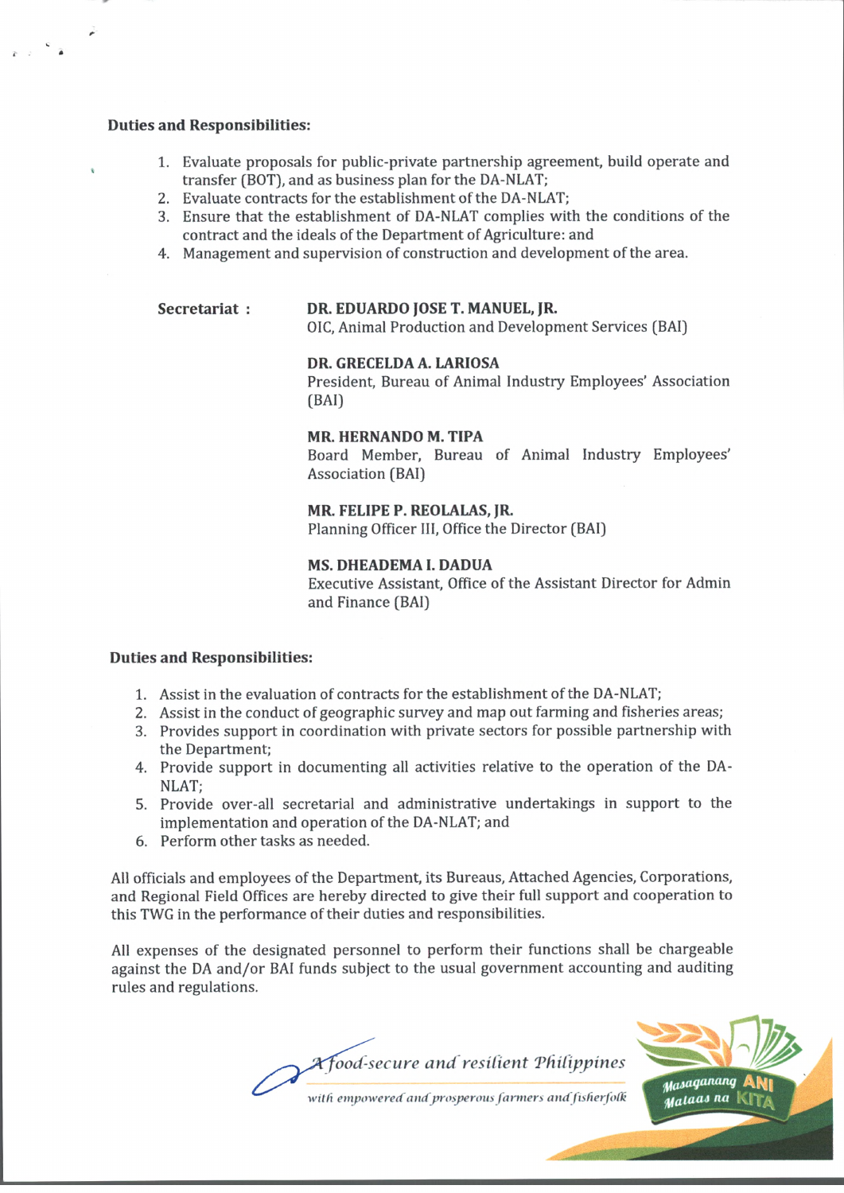**Duties and Responsibilities:**

1. Evaluate proposals for public-private partnership agreement, build operate and transfer (BOT), and as business plan for the DA-NLAT;
2. Evaluate contracts for the establishment of the DA-NLAT;
3. Ensure that the establishment of DA-NLAT complies with the conditions of the contract and the ideals of the Department of Agriculture: and
4. Management and supervision of construction and development of the area.

**Secretariat :**

**DR. EDUARDO JOSE T. MANUEL, JR.**
OIC, Animal Production and Development Services (BAI)

**DR. GRECELDA A. LARIOSA**
President, Bureau of Animal Industry Employees' Association (BAI)

**MR. HERNANDO M. TIPA**
Board Member, Bureau of Animal Industry Employees' Association (BAI)

**MR. FELIPE P. REOLALAS, JR.**
Planning Officer III, Office the Director (BAI)

**MS. DHEADEMA I. DADUA**
Executive Assistant, Office of the Assistant Director for Admin and Finance (BAI)

**Duties and Responsibilities:**

1. Assist in the evaluation of contracts for the establishment of the DA-NLAT;
2. Assist in the conduct of geographic survey and map out farming and fisheries areas;
3. Provides support in coordination with private sectors for possible partnership with the Department;
4. Provide support in documenting all activities relative to the operation of the DA-NLAT;
5. Provide over-all secretarial and administrative undertakings in support to the implementation and operation of the DA-NLAT; and
6. Perform other tasks as needed.

All officials and employees of the Department, its Bureaus, Attached Agencies, Corporations, and Regional Field Offices are hereby directed to give their full support and cooperation to this TWG in the performance of their duties and responsibilities.

All expenses of the designated personnel to perform their functions shall be chargeable against the DA and/or BAI funds subject to the usual government accounting and auditing rules and regulations.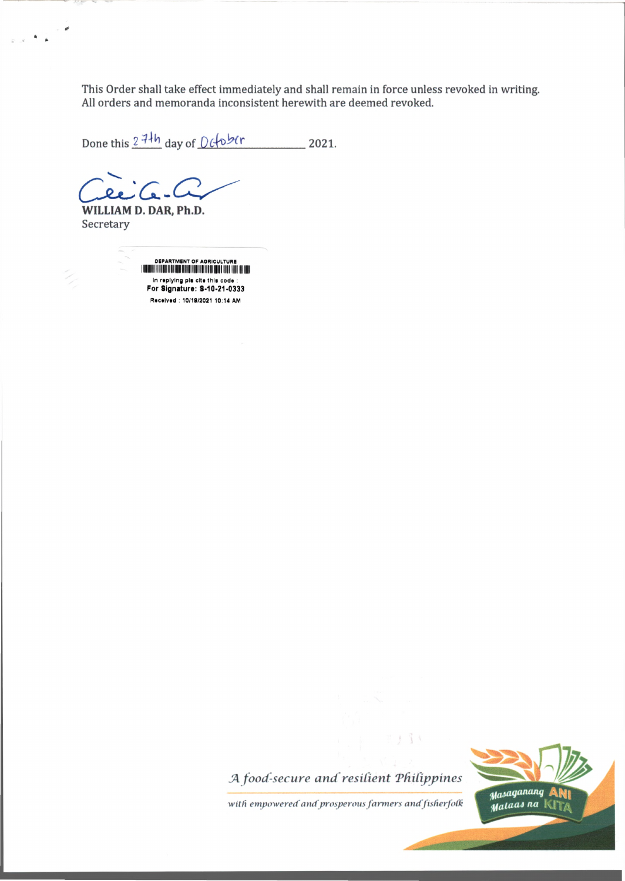This Order shall take effect immediately and shall remain in force unless revoked in writing. All orders and memoranda inconsistent herewith are deemed revoked.

Done this 27th day of October 2021.

**WILLIAM D. DAR, Ph.D.**
Secretary

DEPARTMENT OF AGRICULTURE
In replying pls cite this code :
For Signature: S-10-21-0333
Received : 10/19/2021 10:14 AM

*A food-secure and resilient Philippines*

*with empowered and prosperous farmers and fisherfolk*

Masaganang ANI Mataas na KITA